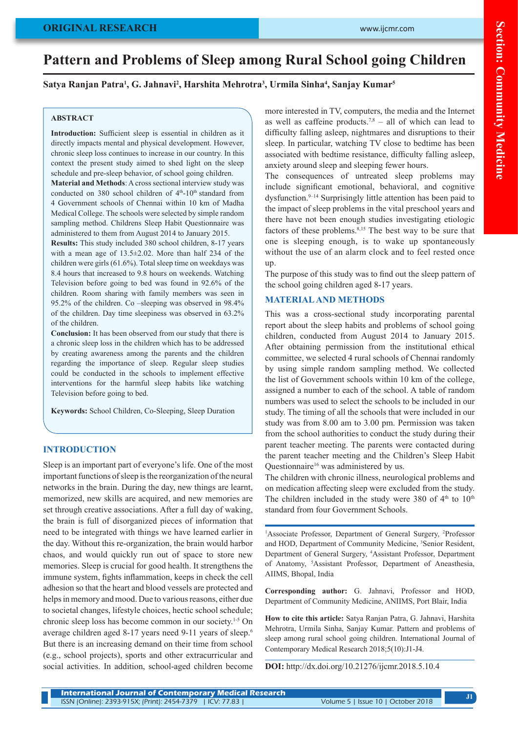ORIGINAL RESEARCH

# Pattern and Problems of Sleep among Rural School going Children

**Satya Ranjan Patra[1], G. Jahnavi[2], Harshita Mehrotra[3], Urmila Sinha[4], Sanjay Kumar[5]**

## ABSTRACT

**Introduction:** Sufficient sleep is essential in children as it directly impacts mental and physical development. However, chronic sleep loss continues to increase in our country. In this context the present study aimed to shed light on the sleep schedule and pre-sleep behavior, of school going children.

**Material and Methods**: A cross sectional interview study was conducted on 380 school children of 4th-10th standard from 4 Government schools of Chennai within 10 km of Madha Medical College. The schools were selected by simple random sampling method. Childrens Sleep Habit Questionnaire was administered to them from August 2014 to January 2015.

**Results:** This study included 380 school children, 8-17 years with a mean age of 13.5±2.02. More than half 234 of the children were girls (61.6%). Total sleep time on weekdays was 8.4 hours that increased to 9.8 hours on weekends. Watching Television before going to bed was found in 92.6% of the children. Room sharing with family members was seen in 95.2% of the children. Co –sleeping was observed in 98.4% of the children. Day time sleepiness was observed in 63.2% of the children.

**Conclusion:** It has been observed from our study that there is a chronic sleep loss in the children which has to be addressed by creating awareness among the parents and the children regarding the importance of sleep. Regular sleep studies could be conducted in the schools to implement effective interventions for the harmful sleep habits like watching Television before going to bed.

**Keywords:** School Children, Co-Sleeping, Sleep Duration

## INTRODUCTION

Sleep is an important part of everyone's life. One of the most important functions of sleep is the reorganization of the neural networks in the brain. During the day, new things are learnt, memorized, new skills are acquired, and new memories are set through creative associations. After a full day of waking, the brain is full of disorganized pieces of information that need to be integrated with things we have learned earlier in the day. Without this re-organization, the brain would harbor chaos, and would quickly run out of space to store new memories. Sleep is crucial for good health. It strengthens the immune system, fights inflammation, keeps in check the cell adhesion so that the heart and blood vessels are protected and helps in memory and mood. Due to various reasons, either due to societal changes, lifestyle choices, hectic school schedule; chronic sleep loss has become common in our society.[1-5] On average children aged 8-17 years need 9-11 years of sleep.[6] But there is an increasing demand on their time from school (e.g., school projects), sports and other extracurricular and social activities. In addition, school-aged children become more interested in TV, computers, the media and the Internet as well as caffeine products.[7,8] – all of which can lead to difficulty falling asleep, nightmares and disruptions to their sleep. In particular, watching TV close to bedtime has been associated with bedtime resistance, difficulty falling asleep, anxiety around sleep and sleeping fewer hours.

The consequences of untreated sleep problems may include significant emotional, behavioral, and cognitive dysfunction.[9–14] Surprisingly little attention has been paid to the impact of sleep problems in the vital preschool years and there have not been enough studies investigating etiologic factors of these problems.[8,15] The best way to be sure that one is sleeping enough, is to wake up spontaneously without the use of an alarm clock and to feel rested once up.

The purpose of this study was to find out the sleep pattern of the school going children aged 8-17 years.

## MATERIAL AND METHODS

This was a cross-sectional study incorporating parental report about the sleep habits and problems of school going children, conducted from August 2014 to January 2015. After obtaining permission from the institutional ethical committee, we selected 4 rural schools of Chennai randomly by using simple random sampling method. We collected the list of Government schools within 10 km of the college, assigned a number to each of the school. A table of random numbers was used to select the schools to be included in our study. The timing of all the schools that were included in our study was from 8.00 am to 3.00 pm. Permission was taken from the school authorities to conduct the study during their parent teacher meeting. The parents were contacted during the parent teacher meeting and the Children's Sleep Habit Questionnaire[16] was administered by us.

The children with chronic illness, neurological problems and on medication affecting sleep were excluded from the study. The children included in the study were 380 of 4th to 10th standard from four Government Schools.

[1]Associate Professor, Department of General Surgery, [2]Professor and HOD, Department of Community Medicine, [3]Senior Resident, Department of General Surgery, [4]Assistant Professor, Department of Anatomy, [5]Assistant Professor, Department of Aneasthesia, AIIMS, Bhopal, India

**Corresponding author:** G. Jahnavi, Professor and HOD, Department of Community Medicine, ANIIMS, Port Blair, India

**How to cite this article:** Satya Ranjan Patra, G. Jahnavi, Harshita Mehrotra, Urmila Sinha, Sanjay Kumar. Pattern and problems of sleep among rural school going children. International Journal of Contemporary Medical Research 2018;5(10):J1-J4.

**DOI:** http://dx.doi.org/10.21276/ijcmr.2018.5.10.4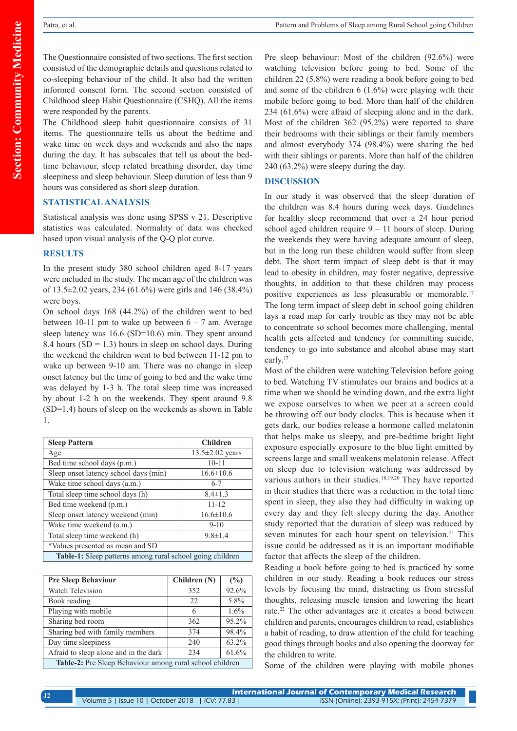The Questionnaire consisted of two sections. The first section consisted of the demographic details and questions related to co-sleeping behaviour of the child. It also had the written informed consent form. The second section consisted of Childhood sleep Habit Questionnaire (CSHQ). All the items were reported by the parents.

The Childhood sleep habit questionnaire consists of 31 items. The questionnaire tells us about the bedtime and wake time on week days and weekends and also the naps during the day. It has subscales that tell us about the bed-time behaviour, sleep related breathing disorder, day time sleepiness and sleep behaviour. Sleep duration of less than 9 hours was considered as short sleep duration.

## STATISTICAL ANALYSIS

Statistical analysis was done using SPSS v 21. Descriptive statistics was calculated. Normality of data was checked based upon visual analysis of the Q-Q plot curve.

## RESULTS

In the present study 380 school children aged 8-17 years were included in the study. The mean age of the children was of 13.5±2.02 years, 234 (61.6%) were girls and 146 (38.4%) were boys.

On school days 168 (44.2%) of the children went to bed between 10-11 pm to wake up between 6 – 7 am. Average sleep latency was 16.6 (SD=10.6) min. They spent around 8.4 hours (SD = 1.3) hours in sleep on school days. During the weekend the children went to bed between 11-12 pm to wake up between 9-10 am. There was no change in sleep onset latency but the time of going to bed and the wake time was delayed by 1-3 h. The total sleep time was increased by about 1-2 h on the weekends. They spent around 9.8 (SD=1.4) hours of sleep on the weekends as shown in Table 1.

| Sleep Pattern | Children |
|---|---|
| Age | 13.5±2.02 years |
| Bed time school days (p.m.) | 10-11 |
| Sleep onset latency school days (min) | 16.6±10.6 |
| Wake time school days (a.m.) | 6-7 |
| Total sleep time school days (h) | 8.4±1.3 |
| Bed time weekend (p.m.) | 11-12 |
| Sleep onset latency weekend (min) | 16.6±10.6 |
| Wake time weekend (a.m.) | 9-10 |
| Total sleep time weekend (h) | 9.8±1.4 |
| *Values presented as mean and SD | |

**Table-1:** Sleep patterns among rural school going children

| Pre Sleep Behaviour | Children (N) | (%) |
|---|---|---|
| Watch Television | 352 | 92.6% |
| Book reading | 22 | 5.8% |
| Playing with mobile | 6 | 1.6% |
| Sharing bed room | 362 | 95.2% |
| Sharing bed with family members | 374 | 98.4% |
| Day time sleepiness | 240 | 63.2% |
| Afraid to sleep alone and in the dark | 234 | 61.6% |

**Table-2:** Pre Sleep Behaviour among rural school children

Pre sleep behaviour: Most of the children (92.6%) were watching television before going to bed. Some of the children 22 (5.8%) were reading a book before going to bed and some of the children 6 (1.6%) were playing with their mobile before going to bed. More than half of the children 234 (61.6%) were afraid of sleeping alone and in the dark. Most of the children 362 (95.2%) were reported to share their bedrooms with their siblings or their family members and almost everybody 374 (98.4%) were sharing the bed with their siblings or parents. More than half of the children 240 (63.2%) were sleepy during the day.

## DISCUSSION

In our study it was observed that the sleep duration of the children was 8.4 hours during week days. Guidelines for healthy sleep recommend that over a 24 hour period school aged children require 9 – 11 hours of sleep. During the weekends they were having adequate amount of sleep, but in the long run these children would suffer from sleep debt. The short term impact of sleep debt is that it may lead to obesity in children, may foster negative, depressive thoughts, in addition to that these children may process positive experiences as less pleasurable or memorable.[17] The long term impact of sleep debt in school going children lays a road map for early trouble as they may not be able to concentrate so school becomes more challenging, mental health gets affected and tendency for committing suicide, tendency to go into substance and alcohol abuse may start early.[17]

Most of the children were watching Television before going to bed. Watching TV stimulates our brains and bodies at a time when we should be winding down, and the extra light we expose ourselves to when we peer at a screen could be throwing off our body clocks. This is because when it gets dark, our bodies release a hormone called melatonin that helps make us sleepy, and pre-bedtime bright light exposure especially exposure to the blue light emitted by screens large and small weakens melatonin release. Affect on sleep due to television watching was addressed by various authors in their studies.[18,19,20] They have reported in their studies that there was a reduction in the total time spent in sleep, they also they had difficulty in waking up every day and they felt sleepy during the day. Another study reported that the duration of sleep was reduced by seven minutes for each hour spent on television.[21] This issue could be addressed as it is an important modifiable factor that affects the sleep of the children.

Reading a book before going to bed is practiced by some children in our study. Reading a book reduces our stress levels by focusing the mind, distracting us from stressful thoughts, releasing muscle tension and lowering the heart rate.[22] The other advantages are it creates a bond between children and parents, encourages children to read, establishes a habit of reading, to draw attention of the child for teaching good things through books and also opening the doorway for the children to write.

Some of the children were playing with mobile phones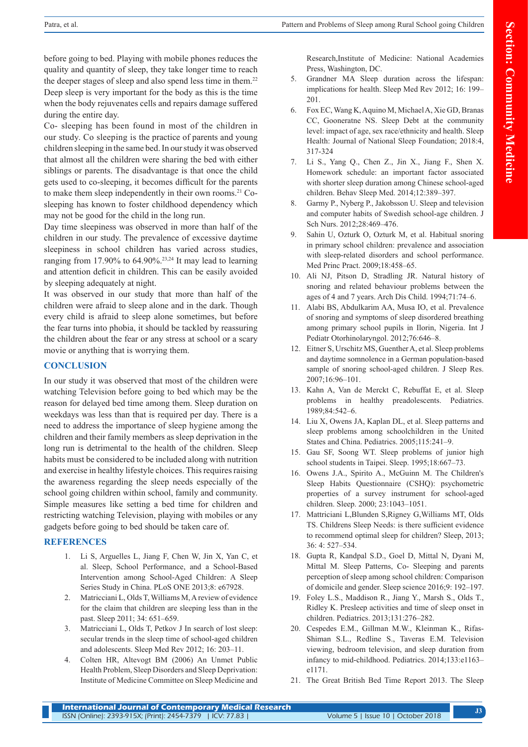before going to bed. Playing with mobile phones reduces the quality and quantity of sleep, they take longer time to reach the deeper stages of sleep and also spend less time in them.[22] Deep sleep is very important for the body as this is the time when the body rejuvenates cells and repairs damage suffered during the entire day.

Co- sleeping has been found in most of the children in our study. Co sleeping is the practice of parents and young children sleeping in the same bed. In our study it was observed that almost all the children were sharing the bed with either siblings or parents. The disadvantage is that once the child gets used to co-sleeping, it becomes difficult for the parents to make them sleep independently in their own rooms.[21] Co-sleeping has known to foster childhood dependency which may not be good for the child in the long run.

Day time sleepiness was observed in more than half of the children in our study. The prevalence of excessive daytime sleepiness in school children has varied across studies, ranging from 17.90% to 64.90%.[23,24] It may lead to learning and attention deficit in children. This can be easily avoided by sleeping adequately at night.

It was observed in our study that more than half of the children were afraid to sleep alone and in the dark. Though every child is afraid to sleep alone sometimes, but before the fear turns into phobia, it should be tackled by reassuring the children about the fear or any stress at school or a scary movie or anything that is worrying them.

## CONCLUSION

In our study it was observed that most of the children were watching Television before going to bed which may be the reason for delayed bed time among them. Sleep duration on weekdays was less than that is required per day. There is a need to address the importance of sleep hygiene among the children and their family members as sleep deprivation in the long run is detrimental to the health of the children. Sleep habits must be considered to be included along with nutrition and exercise in healthy lifestyle choices. This requires raising the awareness regarding the sleep needs especially of the school going children within school, family and community. Simple measures like setting a bed time for children and restricting watching Television, playing with mobiles or any gadgets before going to bed should be taken care of.

## REFERENCES

1. Li S, Arguelles L, Jiang F, Chen W, Jin X, Yan C, et al. Sleep, School Performance, and a School-Based Intervention among School-Aged Children: A Sleep Series Study in China. PLoS ONE 2013;8: e67928.
2. Matricciani L, Olds T, Williams M, A review of evidence for the claim that children are sleeping less than in the past. Sleep 2011; 34: 651–659.
3. Matricciani L, Olds T, Petkov J In search of lost sleep: secular trends in the sleep time of school-aged children and adolescents. Sleep Med Rev 2012; 16: 203–11.
4. Colten HR, Altevogt BM (2006) An Unmet Public Health Problem, Sleep Disorders and Sleep Deprivation: Institute of Medicine Committee on Sleep Medicine and Research,Institute of Medicine: National Academies Press, Washington, DC.
5. Grandner MA Sleep duration across the lifespan: implications for health. Sleep Med Rev 2012; 16: 199–201.
6. Fox EC, Wang K, Aquino M, Michael A, Xie GD, Branas CC, Gooneratne NS. Sleep Debt at the community level: impact of age, sex race/ethnicity and health. Sleep Health: Journal of National Sleep Foundation; 2018:4, 317-324
7. Li S., Yang Q., Chen Z., Jin X., Jiang F., Shen X. Homework schedule: an important factor associated with shorter sleep duration among Chinese school-aged children. Behav Sleep Med. 2014;12:389–397.
8. Garmy P., Nyberg P., Jakobsson U. Sleep and television and computer habits of Swedish school-age children. J Sch Nurs. 2012;28:469–476.
9. Sahin U, Ozturk O, Ozturk M, et al. Habitual snoring in primary school children: prevalence and association with sleep-related disorders and school performance. Med Princ Pract. 2009;18:458–65.
10. Ali NJ, Pitson D, Stradling JR. Natural history of snoring and related behaviour problems between the ages of 4 and 7 years. Arch Dis Child. 1994;71:74–6.
11. Alabi BS, Abdulkarim AA, Musa IO, et al. Prevalence of snoring and symptoms of sleep disordered breathing among primary school pupils in Ilorin, Nigeria. Int J Pediatr Otorhinolaryngol. 2012;76:646–8.
12. Eitner S, Urschitz MS, Guenther A, et al. Sleep problems and daytime somnolence in a German population-based sample of snoring school-aged children. J Sleep Res. 2007;16:96–101.
13. Kahn A, Van de Merckt C, Rebuffat E, et al. Sleep problems in healthy preadolescents. Pediatrics. 1989;84:542–6.
14. Liu X, Owens JA, Kaplan DL, et al. Sleep patterns and sleep problems among schoolchildren in the United States and China. Pediatrics. 2005;115:241–9.
15. Gau SF, Soong WT. Sleep problems of junior high school students in Taipei. Sleep. 1995;18:667–73.
16. Owens J.A., Spirito A., McGuinn M. The Children's Sleep Habits Questionnaire (CSHQ): psychometric properties of a survey instrument for school-aged children. Sleep. 2000; 23:1043–1051.
17. Mattriciani L,Blunden S,Rigney G,Williams MT, Olds TS. Childrens Sleep Needs: is there sufficient evidence to recommend optimal sleep for children? Sleep, 2013; 36: 4: 527–534.
18. Gupta R, Kandpal S.D., Goel D, Mittal N, Dyani M, Mittal M. Sleep Patterns, Co- Sleeping and parents perception of sleep among school children: Comparison of domicile and gender. Sleep science 2016;9: 192–197.
19. Foley L.S., Maddison R., Jiang Y., Marsh S., Olds T., Ridley K. Presleep activities and time of sleep onset in children. Pediatrics. 2013;131:276–282.
20. Cespedes E.M., Gillman M.W., Kleinman K., Rifas-Shiman S.L., Redline S., Taveras E.M. Television viewing, bedroom television, and sleep duration from infancy to mid-childhood. Pediatrics. 2014;133:e1163–e1171.
21. The Great British Bed Time Report 2013. The Sleep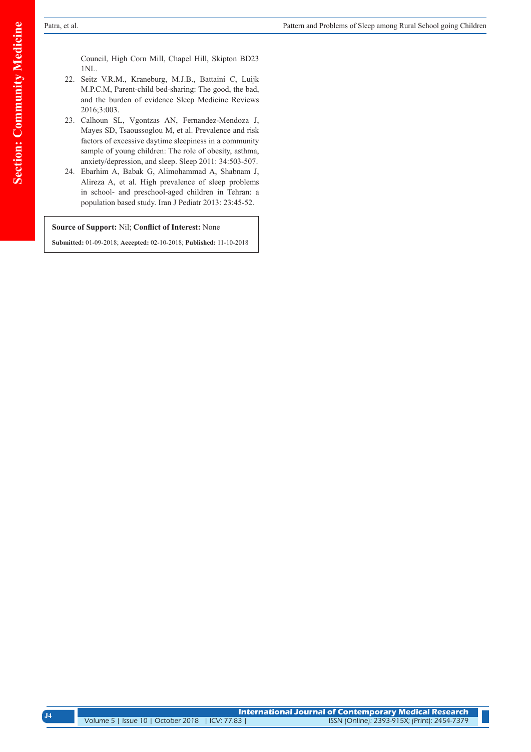Council, High Corn Mill, Chapel Hill, Skipton BD23 1NL.

22. Seitz V.R.M., Kraneburg, M.J.B., Battaini C, Luijk M.P.C.M, Parent-child bed-sharing: The good, the bad, and the burden of evidence Sleep Medicine Reviews 2016;3:003.
23. Calhoun SL, Vgontzas AN, Fernandez-Mendoza J, Mayes SD, Tsaoussoglou M, et al. Prevalence and risk factors of excessive daytime sleepiness in a community sample of young children: The role of obesity, asthma, anxiety/depression, and sleep. Sleep 2011: 34:503-507.
24. Ebarhim A, Babak G, Alimohammad A, Shabnam J, Alireza A, et al. High prevalence of sleep problems in school- and preschool-aged children in Tehran: a population based study. Iran J Pediatr 2013: 23:45-52.

**Source of Support:** Nil; **Conflict of Interest:** None

**Submitted:** 01-09-2018; **Accepted:** 02-10-2018; **Published:** 11-10-2018